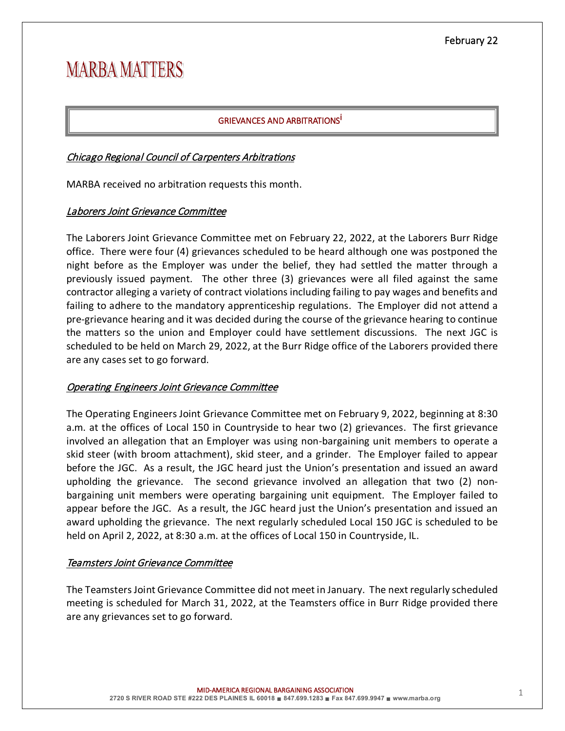February 22

# MARBA MATTERS

## GRIEVANCES AND ARBITRATIONS[i]

### *Chicago Regional Council of Carpenters Arbitrations*

MARBA received no arbitration requests this month.

### *Laborers Joint Grievance Committee*

The Laborers Joint Grievance Committee met on February 22, 2022, at the Laborers Burr Ridge office. There were four (4) grievances scheduled to be heard although one was postponed the night before as the Employer was under the belief, they had settled the matter through a previously issued payment. The other three (3) grievances were all filed against the same contractor alleging a variety of contract violations including failing to pay wages and benefits and failing to adhere to the mandatory apprenticeship regulations. The Employer did not attend a pre-grievance hearing and it was decided during the course of the grievance hearing to continue the matters so the union and Employer could have settlement discussions. The next JGC is scheduled to be held on March 29, 2022, at the Burr Ridge office of the Laborers provided there are any cases set to go forward.

### *Operating Engineers Joint Grievance Committee*

The Operating Engineers Joint Grievance Committee met on February 9, 2022, beginning at 8:30 a.m. at the offices of Local 150 in Countryside to hear two (2) grievances. The first grievance involved an allegation that an Employer was using non-bargaining unit members to operate a skid steer (with broom attachment), skid steer, and a grinder. The Employer failed to appear before the JGC. As a result, the JGC heard just the Union's presentation and issued an award upholding the grievance. The second grievance involved an allegation that two (2) non-bargaining unit members were operating bargaining unit equipment. The Employer failed to appear before the JGC. As a result, the JGC heard just the Union's presentation and issued an award upholding the grievance. The next regularly scheduled Local 150 JGC is scheduled to be held on April 2, 2022, at 8:30 a.m. at the offices of Local 150 in Countryside, IL.

### *Teamsters Joint Grievance Committee*

The Teamsters Joint Grievance Committee did not meet in January. The next regularly scheduled meeting is scheduled for March 31, 2022, at the Teamsters office in Burr Ridge provided there are any grievances set to go forward.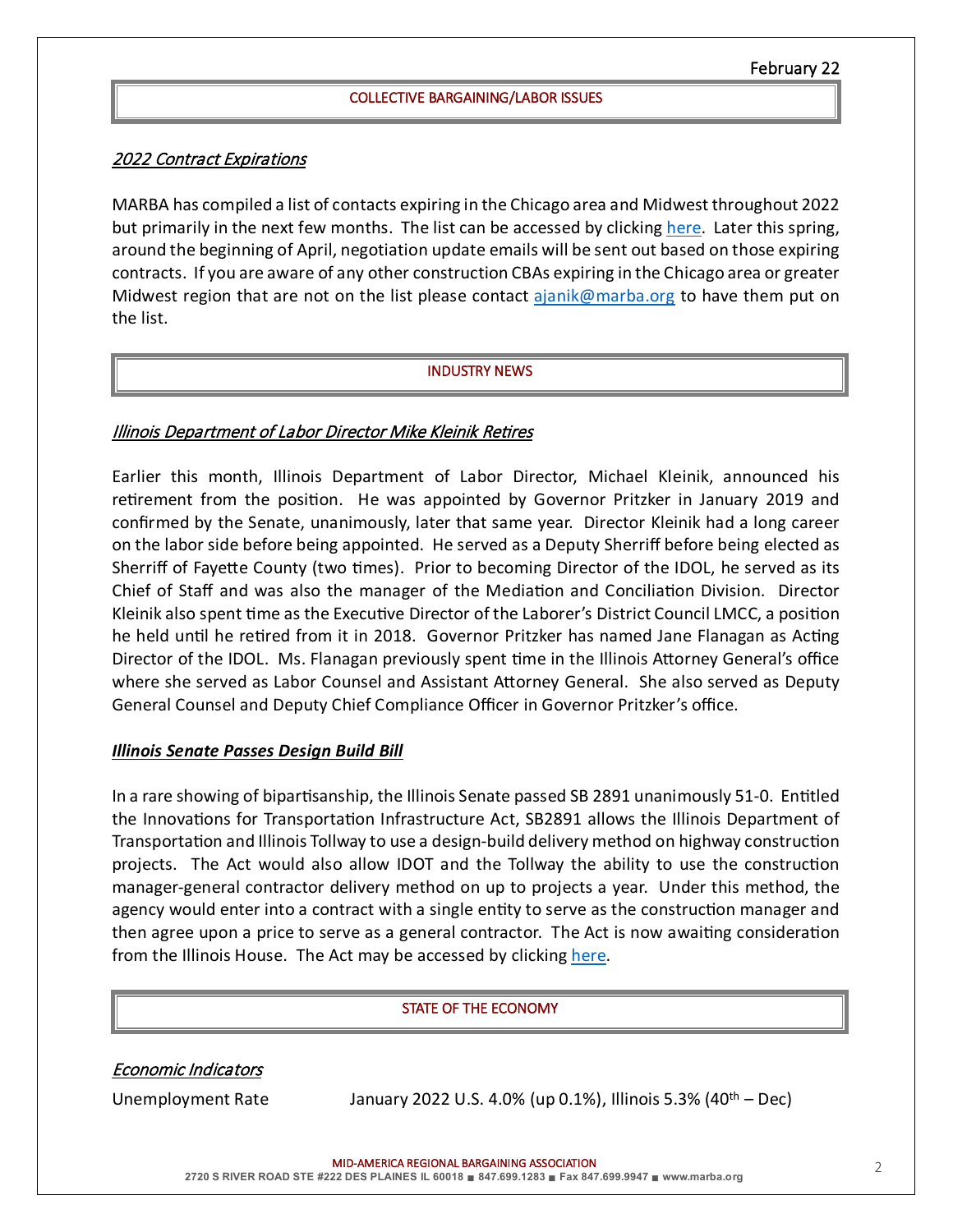February 22

## COLLECTIVE BARGAINING/LABOR ISSUES

### *2022 Contract Expirations*

MARBA has compiled a list of contacts expiring in the Chicago area and Midwest throughout 2022 but primarily in the next few months. The list can be accessed by clicking [here](). Later this spring, around the beginning of April, negotiation update emails will be sent out based on those expiring contracts. If you are aware of any other construction CBAs expiring in the Chicago area or greater Midwest region that are not on the list please contact [ajanik@marba.org](mailto:ajanik@marba.org) to have them put on the list.

## INDUSTRY NEWS

### *Illinois Department of Labor Director Mike Kleinik Retires*

Earlier this month, Illinois Department of Labor Director, Michael Kleinik, announced his retirement from the position. He was appointed by Governor Pritzker in January 2019 and confirmed by the Senate, unanimously, later that same year. Director Kleinik had a long career on the labor side before being appointed. He served as a Deputy Sherriff before being elected as Sherriff of Fayette County (two times). Prior to becoming Director of the IDOL, he served as its Chief of Staff and was also the manager of the Mediation and Conciliation Division. Director Kleinik also spent time as the Executive Director of the Laborer's District Council LMCC, a position he held until he retired from it in 2018. Governor Pritzker has named Jane Flanagan as Acting Director of the IDOL. Ms. Flanagan previously spent time in the Illinois Attorney General's office where she served as Labor Counsel and Assistant Attorney General. She also served as Deputy General Counsel and Deputy Chief Compliance Officer in Governor Pritzker's office.

### ***Illinois Senate Passes Design Build Bill***

In a rare showing of bipartisanship, the Illinois Senate passed SB 2891 unanimously 51-0. Entitled the Innovations for Transportation Infrastructure Act, SB2891 allows the Illinois Department of Transportation and Illinois Tollway to use a design-build delivery method on highway construction projects. The Act would also allow IDOT and the Tollway the ability to use the construction manager-general contractor delivery method on up to projects a year. Under this method, the agency would enter into a contract with a single entity to serve as the construction manager and then agree upon a price to serve as a general contractor. The Act is now awaiting consideration from the Illinois House. The Act may be accessed by clicking [here]().

## STATE OF THE ECONOMY

### *Economic Indicators*

Unemployment Rate — January 2022 U.S. 4.0% (up 0.1%), Illinois 5.3% (40th – Dec)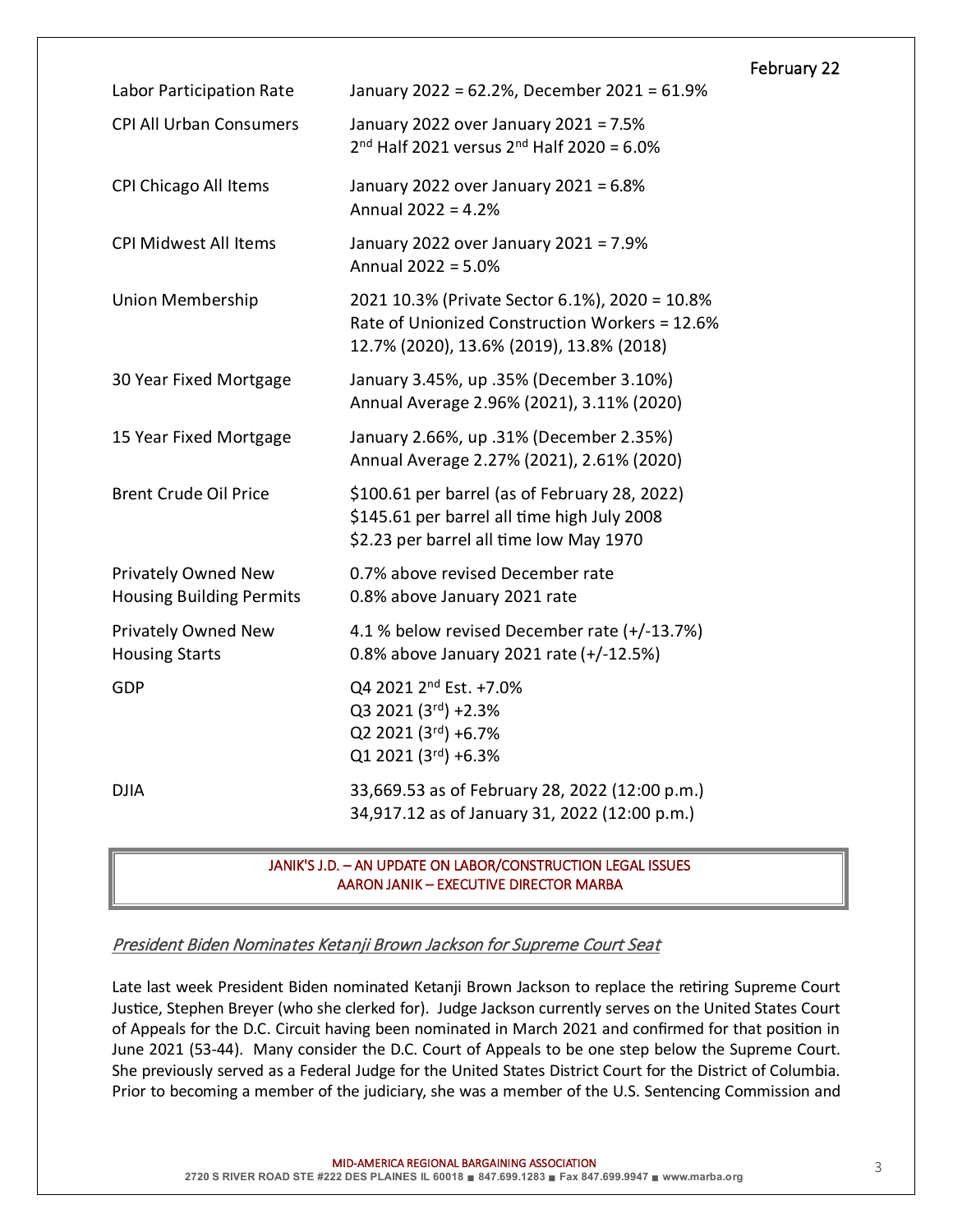| | |
|---|---|
| Labor Participation Rate | January 2022 = 62.2%, December 2021 = 61.9% |
| CPI All Urban Consumers | January 2022 over January 2021 = 7.5%<br>2nd Half 2021 versus 2nd Half 2020 = 6.0% |
| CPI Chicago All Items | January 2022 over January 2021 = 6.8%<br>Annual 2022 = 4.2% |
| CPI Midwest All Items | January 2022 over January 2021 = 7.9%<br>Annual 2022 = 5.0% |
| Union Membership | 2021 10.3% (Private Sector 6.1%), 2020 = 10.8%<br>Rate of Unionized Construction Workers = 12.6%<br>12.7% (2020), 13.6% (2019), 13.8% (2018) |
| 30 Year Fixed Mortgage | January 3.45%, up .35% (December 3.10%)<br>Annual Average 2.96% (2021), 3.11% (2020) |
| 15 Year Fixed Mortgage | January 2.66%, up .31% (December 2.35%)<br>Annual Average 2.27% (2021), 2.61% (2020) |
| Brent Crude Oil Price | $100.61 per barrel (as of February 28, 2022)<br>$145.61 per barrel all time high July 2008<br>$2.23 per barrel all time low May 1970 |
| Privately Owned New Housing Building Permits | 0.7% above revised December rate<br>0.8% above January 2021 rate |
| Privately Owned New Housing Starts | 4.1 % below revised December rate (+/-13.7%)<br>0.8% above January 2021 rate (+/-12.5%) |
| GDP | Q4 2021 2nd Est. +7.0%<br>Q3 2021 (3rd) +2.3%<br>Q2 2021 (3rd) +6.7%<br>Q1 2021 (3rd) +6.3% |
| DJIA | 33,669.53 as of February 28, 2022 (12:00 p.m.)<br>34,917.12 as of January 31, 2022 (12:00 p.m.) |

## JANIK'S J.D. – AN UPDATE ON LABOR/CONSTRUCTION LEGAL ISSUES
## AARON JANIK – EXECUTIVE DIRECTOR MARBA

*President Biden Nominates Ketanji Brown Jackson for Supreme Court Seat*

Late last week President Biden nominated Ketanji Brown Jackson to replace the retiring Supreme Court Justice, Stephen Breyer (who she clerked for). Judge Jackson currently serves on the United States Court of Appeals for the D.C. Circuit having been nominated in March 2021 and confirmed for that position in June 2021 (53-44). Many consider the D.C. Court of Appeals to be one step below the Supreme Court. She previously served as a Federal Judge for the United States District Court for the District of Columbia. Prior to becoming a member of the judiciary, she was a member of the U.S. Sentencing Commission and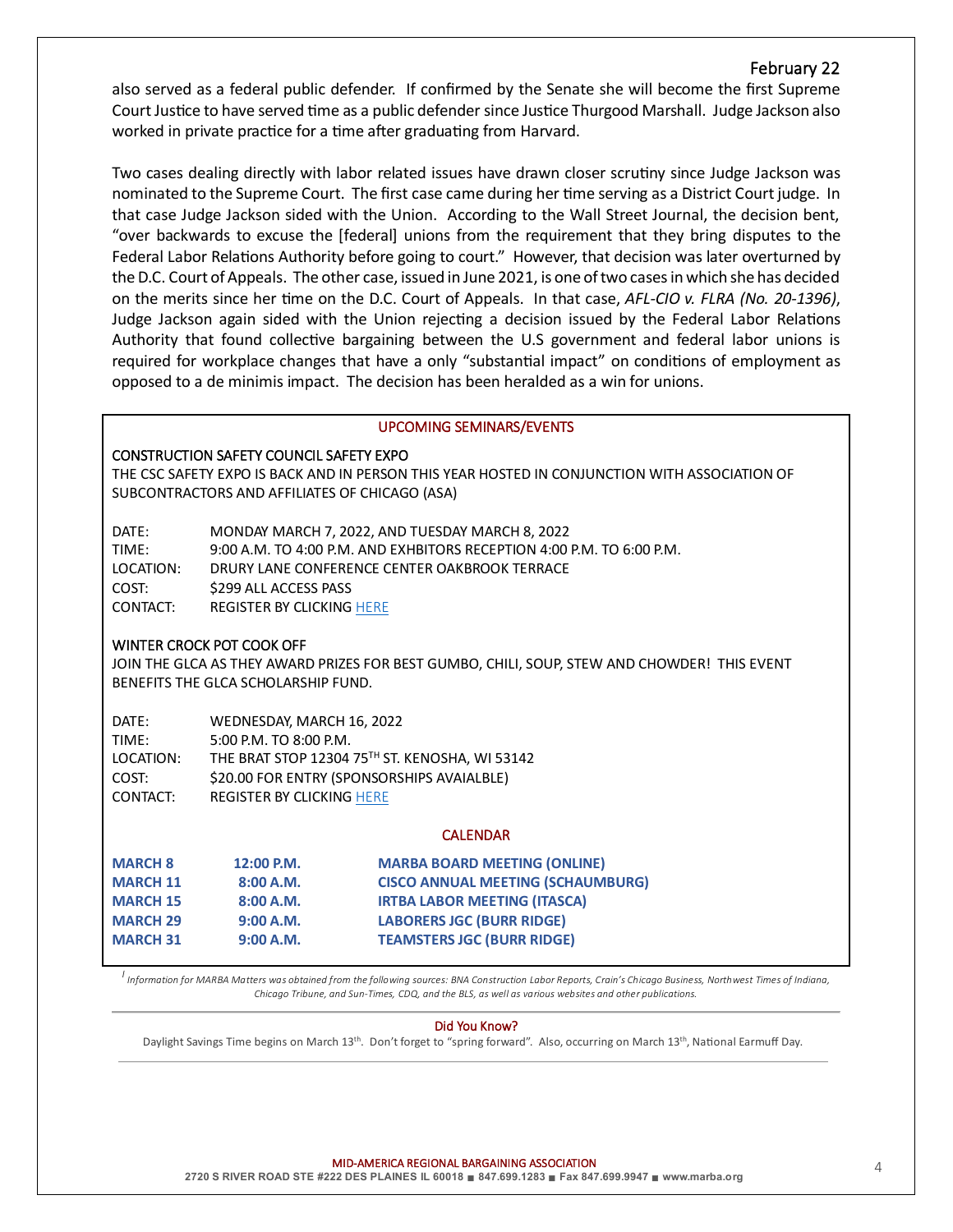also served as a federal public defender. If confirmed by the Senate she will become the first Supreme Court Justice to have served time as a public defender since Justice Thurgood Marshall. Judge Jackson also worked in private practice for a time after graduating from Harvard.

Two cases dealing directly with labor related issues have drawn closer scrutiny since Judge Jackson was nominated to the Supreme Court. The first case came during her time serving as a District Court judge. In that case Judge Jackson sided with the Union. According to the Wall Street Journal, the decision bent, "over backwards to excuse the [federal] unions from the requirement that they bring disputes to the Federal Labor Relations Authority before going to court." However, that decision was later overturned by the D.C. Court of Appeals. The other case, issued in June 2021, is one of two cases in which she has decided on the merits since her time on the D.C. Court of Appeals. In that case, *AFL-CIO v. FLRA (No. 20-1396)*, Judge Jackson again sided with the Union rejecting a decision issued by the Federal Labor Relations Authority that found collective bargaining between the U.S government and federal labor unions is required for workplace changes that have a only "substantial impact" on conditions of employment as opposed to a de minimis impact. The decision has been heralded as a win for unions.

## UPCOMING SEMINARS/EVENTS

### CONSTRUCTION SAFETY COUNCIL SAFETY EXPO

THE CSC SAFETY EXPO IS BACK AND IN PERSON THIS YEAR HOSTED IN CONJUNCTION WITH ASSOCIATION OF SUBCONTRACTORS AND AFFILIATES OF CHICAGO (ASA)

DATE: MONDAY MARCH 7, 2022, AND TUESDAY MARCH 8, 2022
TIME: 9:00 A.M. TO 4:00 P.M. AND EXHIBTORS RECEPTION 4:00 P.M. TO 6:00 P.M.
LOCATION: DRURY LANE CONFERENCE CENTER OAKBROOK TERRACE
COST: $299 ALL ACCESS PASS
CONTACT: REGISTER BY CLICKING HERE

### WINTER CROCK POT COOK OFF

JOIN THE GLCA AS THEY AWARD PRIZES FOR BEST GUMBO, CHILI, SOUP, STEW AND CHOWDER! THIS EVENT BENEFITS THE GLCA SCHOLARSHIP FUND.

DATE: WEDNESDAY, MARCH 16, 2022
TIME: 5:00 P.M. TO 8:00 P.M.
LOCATION: THE BRAT STOP 12304 75TH ST. KENOSHA, WI 53142
COST: $20.00 FOR ENTRY (SPONSORSHIPS AVAIALBLE)
CONTACT: REGISTER BY CLICKING HERE

## CALENDAR

| | | |
|---|---|---|
| **MARCH 8** | **12:00 P.M.** | **MARBA BOARD MEETING (ONLINE)** |
| **MARCH 11** | **8:00 A.M.** | **CISCO ANNUAL MEETING (SCHAUMBURG)** |
| **MARCH 15** | **8:00 A.M.** | **IRTBA LABOR MEETING (ITASCA)** |
| **MARCH 29** | **9:00 A.M.** | **LABORERS JGC (BURR RIDGE)** |
| **MARCH 31** | **9:00 A.M.** | **TEAMSTERS JGC (BURR RIDGE)** |

[1] *Information for MARBA Matters was obtained from the following sources: BNA Construction Labor Reports, Crain's Chicago Business, Northwest Times of Indiana, Chicago Tribune, and Sun-Times, CDQ, and the BLS, as well as various websites and other publications.*

### Did You Know?

Daylight Savings Time begins on March 13th. Don't forget to "spring forward". Also, occurring on March 13th, National Earmuff Day.

MID-AMERICA REGIONAL BARGAINING ASSOCIATION
2720 S RIVER ROAD STE #222 DES PLAINES IL 60018 ■ 847.699.1283 ■ Fax 847.699.9947 ■ www.marba.org